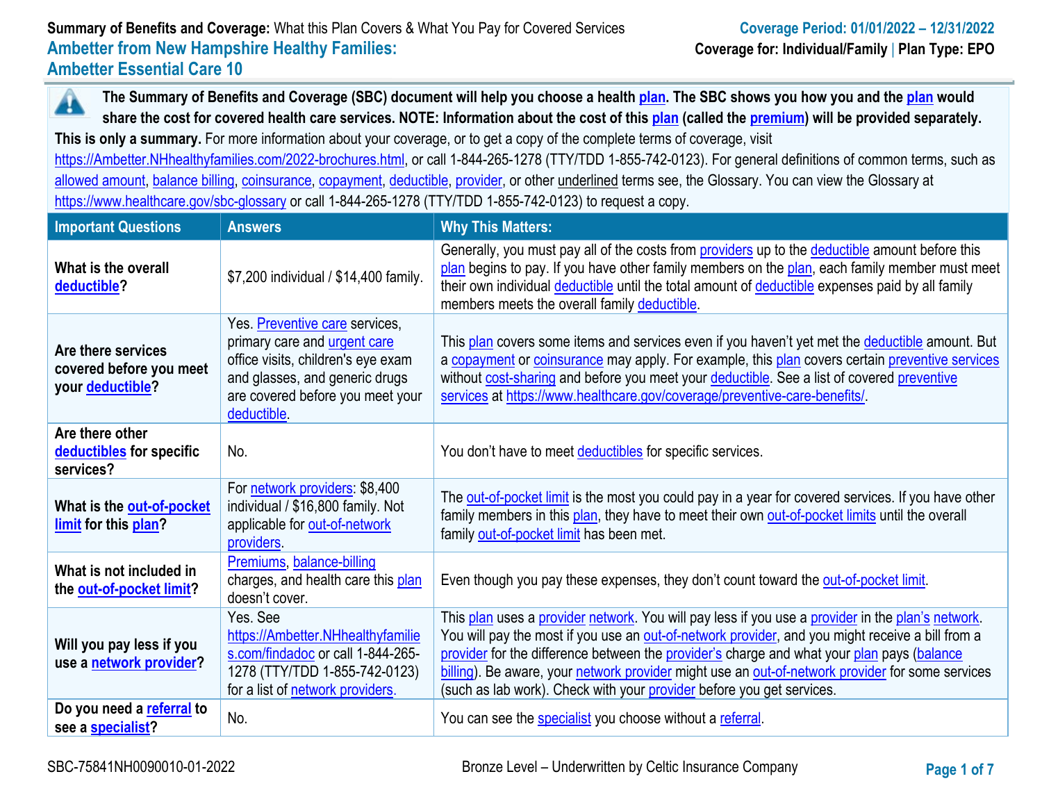**Summary of Benefits and Coverage:** What this Plan Covers & What You Pay for Covered Services

**Coverage Period: 01/01/2022 – 12/31/2022**

# Ambetter from New Hampshire Healthy Families: Ambetter Essential Care 10

**Coverage for: Individual/Family | Plan Type: EPO**

**The Summary of Benefits and Coverage (SBC) document will help you choose a health plan. The SBC shows you how you and the plan would share the cost for covered health care services. NOTE: Information about the cost of this plan (called the premium) will be provided separately.**

**This is only a summary.** For more information about your coverage, or to get a copy of the complete terms of coverage, visit https://Ambetter.NHhealthyfamilies.com/2022-brochures.html, or call 1-844-265-1278 (TTY/TDD 1-855-742-0123). For general definitions of common terms, such as allowed amount, balance billing, coinsurance, copayment, deductible, provider, or other underlined terms see, the Glossary. You can view the Glossary at https://www.healthcare.gov/sbc-glossary or call 1-844-265-1278 (TTY/TDD 1-855-742-0123) to request a copy.

| Important Questions | Answers | Why This Matters: |
| --- | --- | --- |
| **What is the overall deductible?** | $7,200 individual / $14,400 family. | Generally, you must pay all of the costs from providers up to the deductible amount before this plan begins to pay. If you have other family members on the plan, each family member must meet their own individual deductible until the total amount of deductible expenses paid by all family members meets the overall family deductible. |
| **Are there services covered before you meet your deductible?** | Yes. Preventive care services, primary care and urgent care office visits, children's eye exam and glasses, and generic drugs are covered before you meet your deductible. | This plan covers some items and services even if you haven't yet met the deductible amount. But a copayment or coinsurance may apply. For example, this plan covers certain preventive services without cost-sharing and before you meet your deductible. See a list of covered preventive services at https://www.healthcare.gov/coverage/preventive-care-benefits/. |
| **Are there other deductibles for specific services?** | No. | You don't have to meet deductibles for specific services. |
| **What is the out-of-pocket limit for this plan?** | For network providers: $8,400 individual / $16,800 family. Not applicable for out-of-network providers. | The out-of-pocket limit is the most you could pay in a year for covered services. If you have other family members in this plan, they have to meet their own out-of-pocket limits until the overall family out-of-pocket limit has been met. |
| **What is not included in the out-of-pocket limit?** | Premiums, balance-billing charges, and health care this plan doesn't cover. | Even though you pay these expenses, they don't count toward the out-of-pocket limit. |
| **Will you pay less if you use a network provider?** | Yes. See https://Ambetter.NHhealthyfamilies.com/findadoc or call 1-844-265-1278 (TTY/TDD 1-855-742-0123) for a list of network providers. | This plan uses a provider network. You will pay less if you use a provider in the plan's network. You will pay the most if you use an out-of-network provider, and you might receive a bill from a provider for the difference between the provider's charge and what your plan pays (balance billing). Be aware, your network provider might use an out-of-network provider for some services (such as lab work). Check with your provider before you get services. |
| **Do you need a referral to see a specialist?** | No. | You can see the specialist you choose without a referral. |

SBC-75841NH0090010-01-2022

Bronze Level – Underwritten by Celtic Insurance Company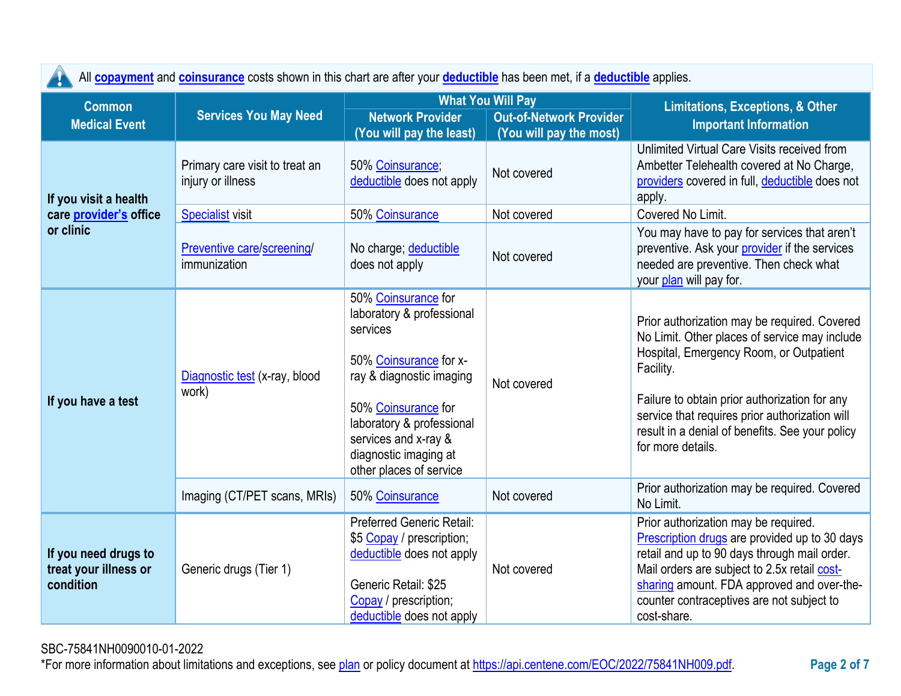All **copayment** and **coinsurance** costs shown in this chart are after your **deductible** has been met, if a **deductible** applies.

| Common Medical Event | Services You May Need | What You Will Pay | | Limitations, Exceptions, & Other Important Information |
|---|---|---|---|---|
| | | Network Provider (You will pay the least) | Out-of-Network Provider (You will pay the most) | |
| **If you visit a health care provider's office or clinic** | Primary care visit to treat an injury or illness | 50% Coinsurance; deductible does not apply | Not covered | Unlimited Virtual Care Visits received from Ambetter Telehealth covered at No Charge, providers covered in full, deductible does not apply. |
| | Specialist visit | 50% Coinsurance | Not covered | Covered No Limit. |
| | Preventive care/screening/ immunization | No charge; deductible does not apply | Not covered | You may have to pay for services that aren't preventive. Ask your provider if the services needed are preventive. Then check what your plan will pay for. |
| **If you have a test** | Diagnostic test (x-ray, blood work) | 50% Coinsurance for laboratory & professional services<br><br>50% Coinsurance for x-ray & diagnostic imaging<br><br>50% Coinsurance for laboratory & professional services and x-ray & diagnostic imaging at other places of service | Not covered | Prior authorization may be required. Covered No Limit. Other places of service may include Hospital, Emergency Room, or Outpatient Facility.<br><br>Failure to obtain prior authorization for any service that requires prior authorization will result in a denial of benefits. See your policy for more details. |
| | Imaging (CT/PET scans, MRIs) | 50% Coinsurance | Not covered | Prior authorization may be required. Covered No Limit. |
| **If you need drugs to treat your illness or condition** | Generic drugs (Tier 1) | Preferred Generic Retail: $5 Copay / prescription; deductible does not apply<br><br>Generic Retail: $25 Copay / prescription; deductible does not apply | Not covered | Prior authorization may be required. Prescription drugs are provided up to 30 days retail and up to 90 days through mail order. Mail orders are subject to 2.5x retail cost-sharing amount. FDA approved and over-the-counter contraceptives are not subject to cost-share. |

SBC-75841NH0090010-01-2022

*For more information about limitations and exceptions, see plan or policy document at https://api.centene.com/EOC/2022/75841NH009.pdf.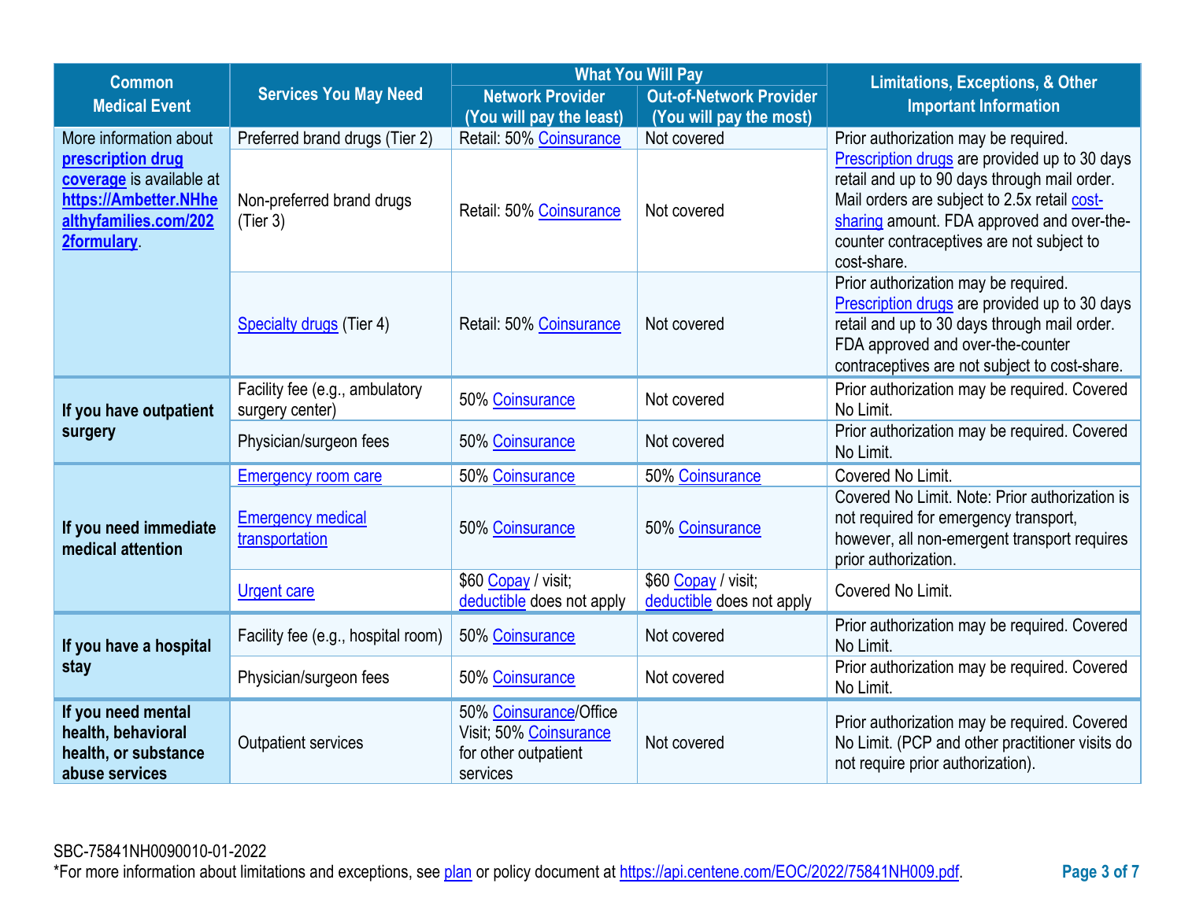| Common Medical Event | Services You May Need | What You Will Pay | | Limitations, Exceptions, & Other Important Information |
|---|---|---|---|---|
| | | Network Provider (You will pay the least) | Out-of-Network Provider (You will pay the most) | |
| More information about **prescription drug coverage** is available at **https://Ambetter.NHhealthyfamilies.com/2022formulary**. | Preferred brand drugs (Tier 2) | Retail: 50% Coinsurance | Not covered | Prior authorization may be required. Prescription drugs are provided up to 30 days retail and up to 90 days through mail order. Mail orders are subject to 2.5x retail cost-sharing amount. FDA approved and over-the-counter contraceptives are not subject to cost-share. |
| | Non-preferred brand drugs (Tier 3) | Retail: 50% Coinsurance | Not covered | |
| | Specialty drugs (Tier 4) | Retail: 50% Coinsurance | Not covered | Prior authorization may be required. Prescription drugs are provided up to 30 days retail and up to 30 days through mail order. FDA approved and over-the-counter contraceptives are not subject to cost-share. |
| **If you have outpatient surgery** | Facility fee (e.g., ambulatory surgery center) | 50% Coinsurance | Not covered | Prior authorization may be required. Covered No Limit. |
| | Physician/surgeon fees | 50% Coinsurance | Not covered | Prior authorization may be required. Covered No Limit. |
| **If you need immediate medical attention** | Emergency room care | 50% Coinsurance | 50% Coinsurance | Covered No Limit. |
| | Emergency medical transportation | 50% Coinsurance | 50% Coinsurance | Covered No Limit. Note: Prior authorization is not required for emergency transport, however, all non-emergent transport requires prior authorization. |
| | Urgent care | $60 Copay / visit; deductible does not apply | $60 Copay / visit; deductible does not apply | Covered No Limit. |
| **If you have a hospital stay** | Facility fee (e.g., hospital room) | 50% Coinsurance | Not covered | Prior authorization may be required. Covered No Limit. |
| | Physician/surgeon fees | 50% Coinsurance | Not covered | Prior authorization may be required. Covered No Limit. |
| **If you need mental health, behavioral health, or substance abuse services** | Outpatient services | 50% Coinsurance/Office Visit; 50% Coinsurance for other outpatient services | Not covered | Prior authorization may be required. Covered No Limit. (PCP and other practitioner visits do not require prior authorization). |

SBC-75841NH0090010-01-2022

*For more information about limitations and exceptions, see plan or policy document at https://api.centene.com/EOC/2022/75841NH009.pdf.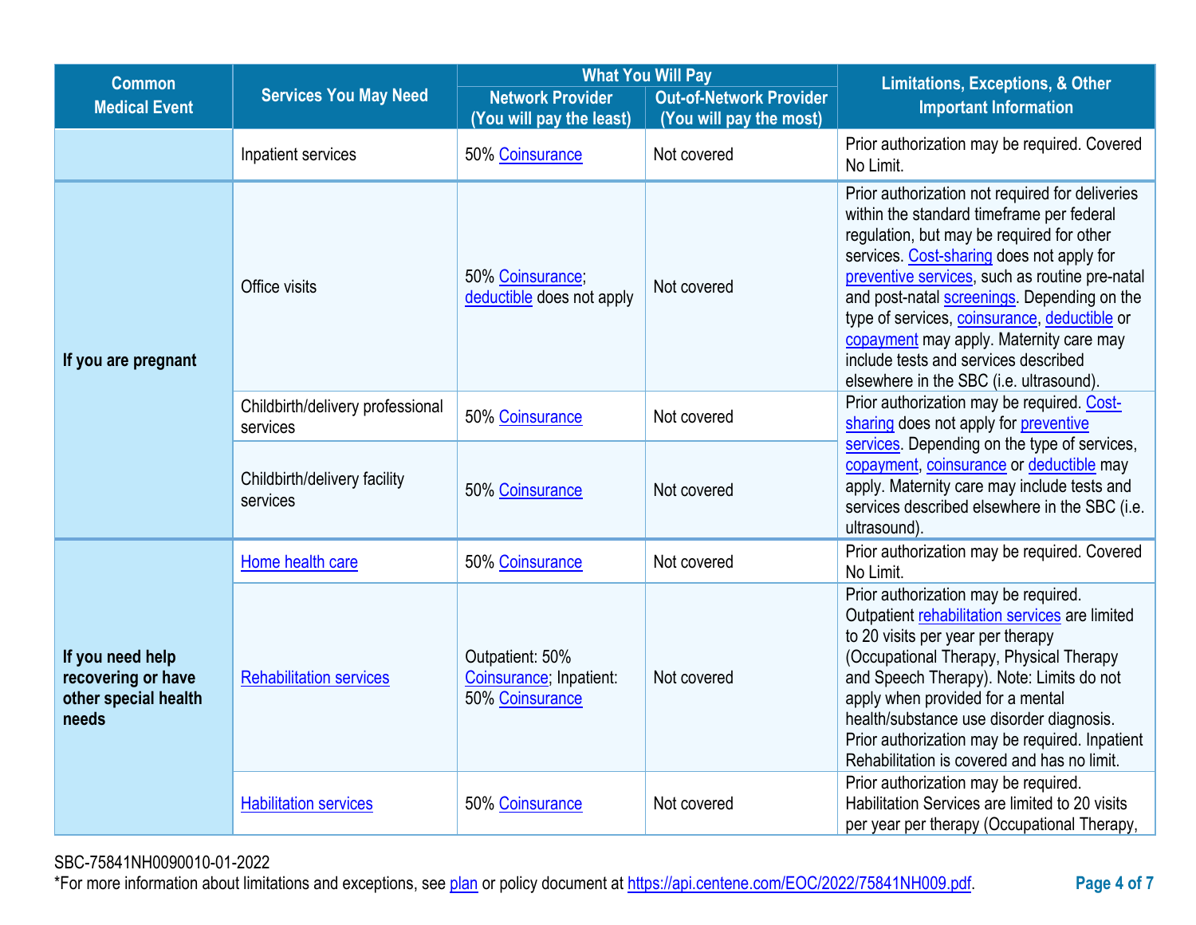| Common Medical Event | Services You May Need | What You Will Pay | | Limitations, Exceptions, & Other Important Information |
|---|---|---|---|---|
| | | Network Provider (You will pay the least) | Out-of-Network Provider (You will pay the most) | |
| | Inpatient services | 50% Coinsurance | Not covered | Prior authorization may be required. Covered No Limit. |
| If you are pregnant | Office visits | 50% Coinsurance; deductible does not apply | Not covered | Prior authorization not required for deliveries within the standard timeframe per federal regulation, but may be required for other services. Cost-sharing does not apply for preventive services, such as routine pre-natal and post-natal screenings. Depending on the type of services, coinsurance, deductible or copayment may apply. Maternity care may include tests and services described elsewhere in the SBC (i.e. ultrasound). |
| | Childbirth/delivery professional services | 50% Coinsurance | Not covered | Prior authorization may be required. Cost-sharing does not apply for preventive services. Depending on the type of services, copayment, coinsurance or deductible may apply. Maternity care may include tests and services described elsewhere in the SBC (i.e. ultrasound). |
| | Childbirth/delivery facility services | 50% Coinsurance | Not covered | |
| If you need help recovering or have other special health needs | Home health care | 50% Coinsurance | Not covered | Prior authorization may be required. Covered No Limit. |
| | Rehabilitation services | Outpatient: 50% Coinsurance; Inpatient: 50% Coinsurance | Not covered | Prior authorization may be required. Outpatient rehabilitation services are limited to 20 visits per year per therapy (Occupational Therapy, Physical Therapy and Speech Therapy). Note: Limits do not apply when provided for a mental health/substance use disorder diagnosis. Prior authorization may be required. Inpatient Rehabilitation is covered and has no limit. |
| | Habilitation services | 50% Coinsurance | Not covered | Prior authorization may be required. Habilitation Services are limited to 20 visits per year per therapy (Occupational Therapy, |

SBC-75841NH0090010-01-2022
*For more information about limitations and exceptions, see plan or policy document at https://api.centene.com/EOC/2022/75841NH009.pdf.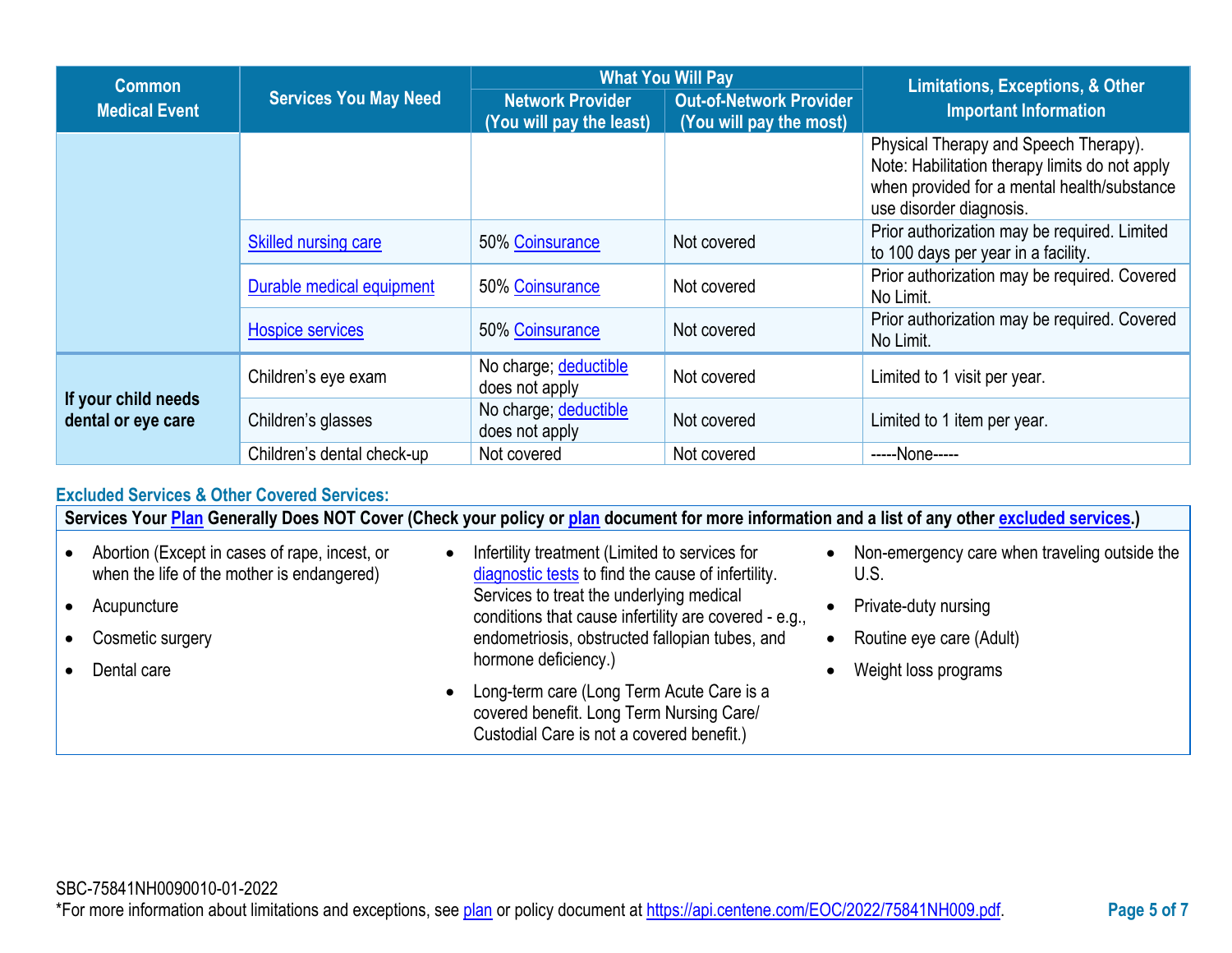| Common Medical Event | Services You May Need | What You Will Pay | | Limitations, Exceptions, & Other Important Information |
|---|---|---|---|---|
| | | Network Provider (You will pay the least) | Out-of-Network Provider (You will pay the most) | |
| | | | | Physical Therapy and Speech Therapy). Note: Habilitation therapy limits do not apply when provided for a mental health/substance use disorder diagnosis. |
| | Skilled nursing care | 50% Coinsurance | Not covered | Prior authorization may be required. Limited to 100 days per year in a facility. |
| | Durable medical equipment | 50% Coinsurance | Not covered | Prior authorization may be required. Covered No Limit. |
| | Hospice services | 50% Coinsurance | Not covered | Prior authorization may be required. Covered No Limit. |
| If your child needs dental or eye care | Children's eye exam | No charge; deductible does not apply | Not covered | Limited to 1 visit per year. |
| | Children's glasses | No charge; deductible does not apply | Not covered | Limited to 1 item per year. |
| | Children's dental check-up | Not covered | Not covered | -----None----- |

## Excluded Services & Other Covered Services:

**Services Your Plan Generally Does NOT Cover (Check your policy or plan document for more information and a list of any other excluded services.)**

- Abortion (Except in cases of rape, incest, or when the life of the mother is endangered)
- Acupuncture
- Cosmetic surgery
- Dental care
- Infertility treatment (Limited to services for diagnostic tests to find the cause of infertility. Services to treat the underlying medical conditions that cause infertility are covered - e.g., endometriosis, obstructed fallopian tubes, and hormone deficiency.)
- Long-term care (Long Term Acute Care is a covered benefit. Long Term Nursing Care/ Custodial Care is not a covered benefit.)
- Non-emergency care when traveling outside the U.S.
- Private-duty nursing
- Routine eye care (Adult)
- Weight loss programs

SBC-75841NH0090010-01-2022

*For more information about limitations and exceptions, see plan or policy document at https://api.centene.com/EOC/2022/75841NH009.pdf.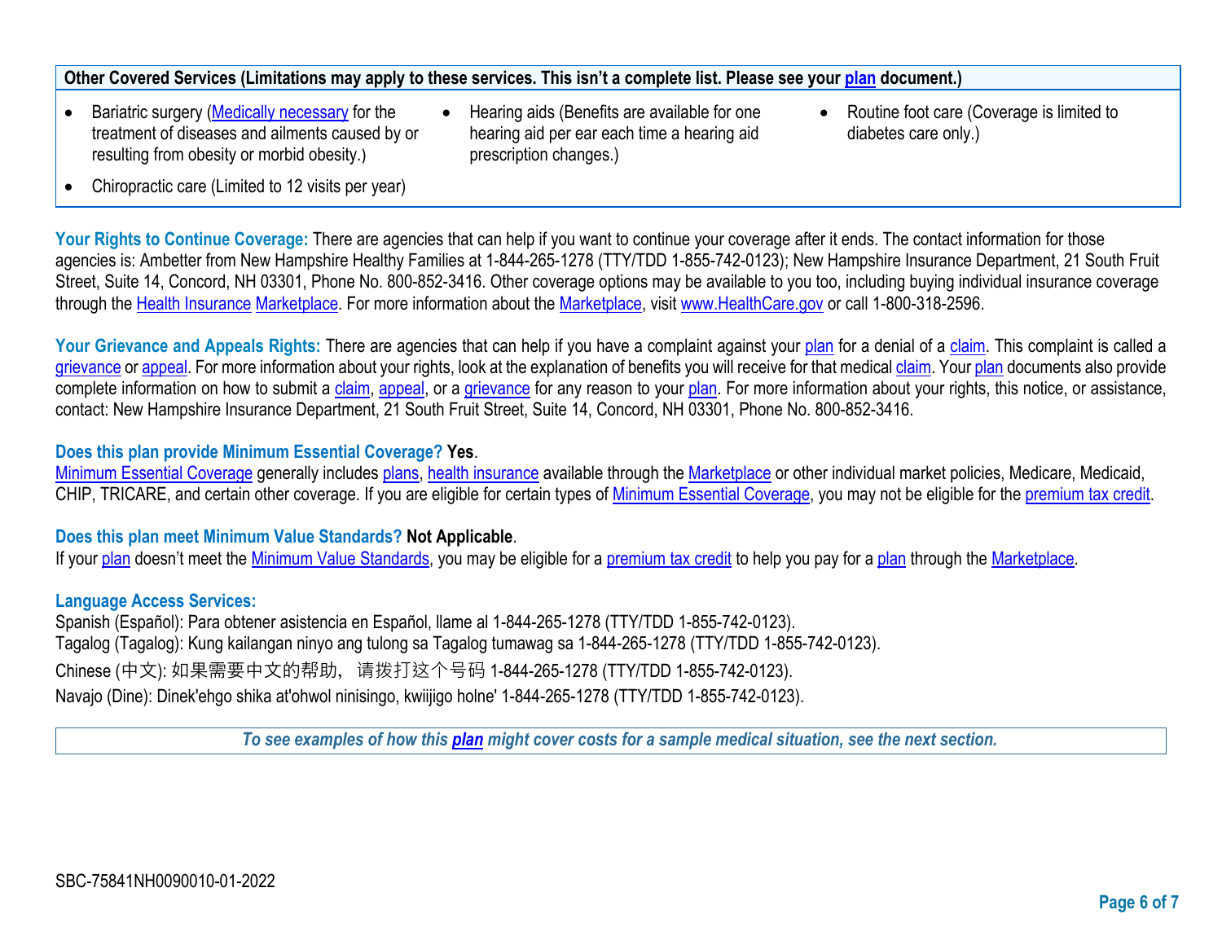| Other Covered Services (Limitations may apply to these services. This isn't a complete list. Please see your plan document.) | | |
|---|---|---|
| • Bariatric surgery (Medically necessary for the treatment of diseases and ailments caused by or resulting from obesity or morbid obesity.)<br>• Chiropractic care (Limited to 12 visits per year) | • Hearing aids (Benefits are available for one hearing aid per ear each time a hearing aid prescription changes.) | • Routine foot care (Coverage is limited to diabetes care only.) |

**Your Rights to Continue Coverage:** There are agencies that can help if you want to continue your coverage after it ends. The contact information for those agencies is: Ambetter from New Hampshire Healthy Families at 1-844-265-1278 (TTY/TDD 1-855-742-0123); New Hampshire Insurance Department, 21 South Fruit Street, Suite 14, Concord, NH 03301, Phone No. 800-852-3416. Other coverage options may be available to you too, including buying individual insurance coverage through the Health Insurance Marketplace. For more information about the Marketplace, visit www.HealthCare.gov or call 1-800-318-2596.

**Your Grievance and Appeals Rights:** There are agencies that can help if you have a complaint against your plan for a denial of a claim. This complaint is called a grievance or appeal. For more information about your rights, look at the explanation of benefits you will receive for that medical claim. Your plan documents also provide complete information on how to submit a claim, appeal, or a grievance for any reason to your plan. For more information about your rights, this notice, or assistance, contact: New Hampshire Insurance Department, 21 South Fruit Street, Suite 14, Concord, NH 03301, Phone No. 800-852-3416.

**Does this plan provide Minimum Essential Coverage? Yes**.

Minimum Essential Coverage generally includes plans, health insurance available through the Marketplace or other individual market policies, Medicare, Medicaid, CHIP, TRICARE, and certain other coverage. If you are eligible for certain types of Minimum Essential Coverage, you may not be eligible for the premium tax credit.

**Does this plan meet Minimum Value Standards? Not Applicable**.

If your plan doesn't meet the Minimum Value Standards, you may be eligible for a premium tax credit to help you pay for a plan through the Marketplace.

**Language Access Services:**

Spanish (Español): Para obtener asistencia en Español, llame al 1-844-265-1278 (TTY/TDD 1-855-742-0123).
Tagalog (Tagalog): Kung kailangan ninyo ang tulong sa Tagalog tumawag sa 1-844-265-1278 (TTY/TDD 1-855-742-0123).
Chinese (中文): 如果需要中文的帮助，请拨打这个号码 1-844-265-1278 (TTY/TDD 1-855-742-0123).
Navajo (Dine): Dinek'ehgo shika at'ohwol ninisingo, kwiijigo holne' 1-844-265-1278 (TTY/TDD 1-855-742-0123).

***To see examples of how this plan might cover costs for a sample medical situation, see the next section.***

SBC-75841NH0090010-01-2022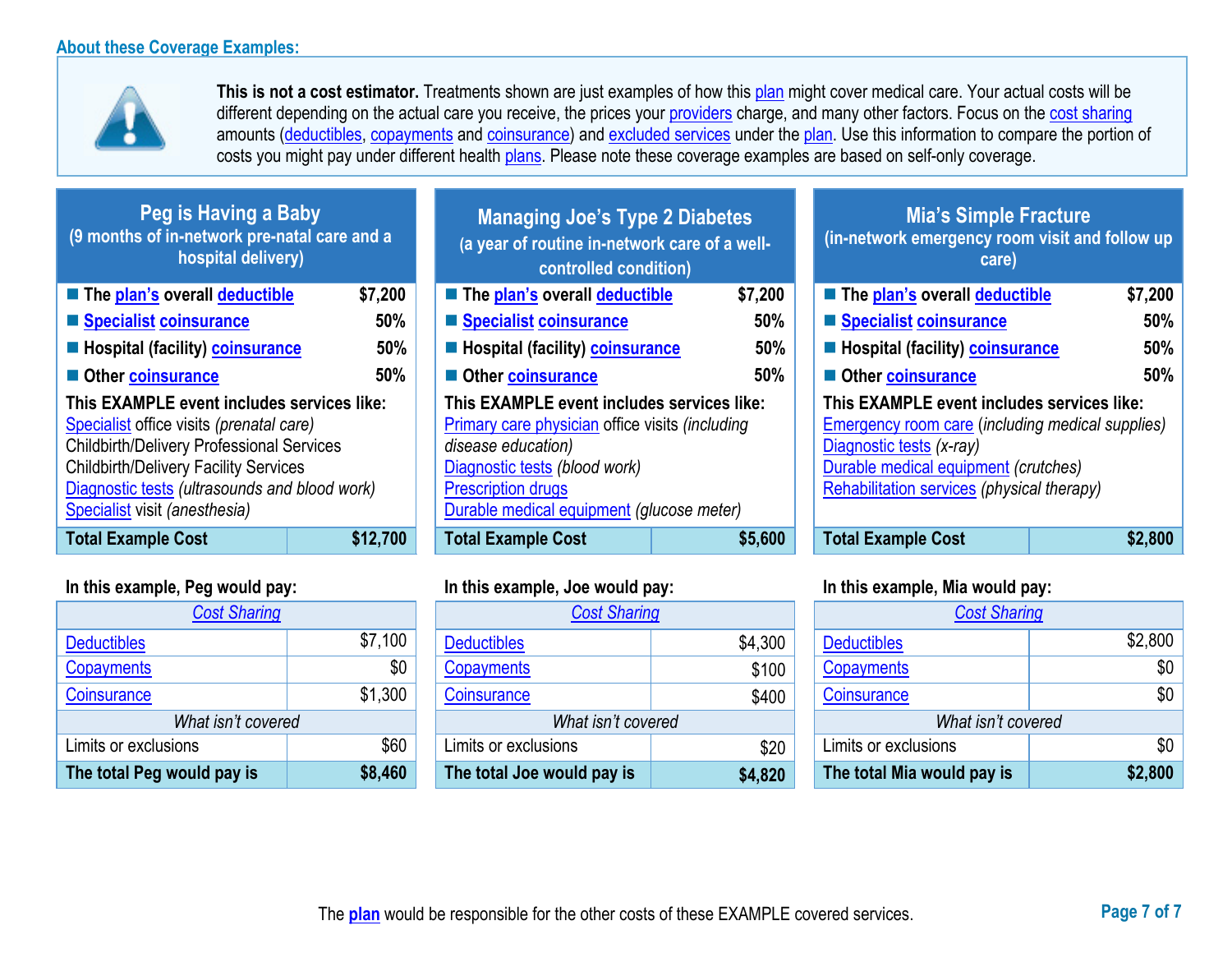## About these Coverage Examples:

**This is not a cost estimator.** Treatments shown are just examples of how this plan might cover medical care. Your actual costs will be different depending on the actual care you receive, the prices your providers charge, and many other factors. Focus on the cost sharing amounts (deductibles, copayments and coinsurance) and excluded services under the plan. Use this information to compare the portion of costs you might pay under different health plans. Please note these coverage examples are based on self-only coverage.

### Peg is Having a Baby
(9 months of in-network pre-natal care and a hospital delivery)

- **The plan's overall deductible** **$7,200**
- **Specialist coinsurance** **50%**
- **Hospital (facility) coinsurance** **50%**
- **Other coinsurance** **50%**

**This EXAMPLE event includes services like:**
Specialist office visits *(prenatal care)*
Childbirth/Delivery Professional Services
Childbirth/Delivery Facility Services
Diagnostic tests *(ultrasounds and blood work)*
Specialist visit *(anesthesia)*

| **Total Example Cost** | **$12,700** |
|---|---|

**In this example, Peg would pay:**

| *Cost Sharing* | |
|---|---|
| Deductibles | $7,100 |
| Copayments | $0 |
| Coinsurance | $1,300 |
| *What isn't covered* | |
| Limits or exclusions | $60 |
| **The total Peg would pay is** | **$8,460** |

### Managing Joe's Type 2 Diabetes
(a year of routine in-network care of a well-controlled condition)

- **The plan's overall deductible** **$7,200**
- **Specialist coinsurance** **50%**
- **Hospital (facility) coinsurance** **50%**
- **Other coinsurance** **50%**

**This EXAMPLE event includes services like:**
Primary care physician office visits *(including disease education)*
Diagnostic tests *(blood work)*
Prescription drugs
Durable medical equipment *(glucose meter)*

| **Total Example Cost** | **$5,600** |
|---|---|

**In this example, Joe would pay:**

| *Cost Sharing* | |
|---|---|
| Deductibles | $4,300 |
| Copayments | $100 |
| Coinsurance | $400 |
| *What isn't covered* | |
| Limits or exclusions | $20 |
| **The total Joe would pay is** | **$4,820** |

### Mia's Simple Fracture
(in-network emergency room visit and follow up care)

- **The plan's overall deductible** **$7,200**
- **Specialist coinsurance** **50%**
- **Hospital (facility) coinsurance** **50%**
- **Other coinsurance** **50%**

**This EXAMPLE event includes services like:**
Emergency room care *(including medical supplies)*
Diagnostic tests *(x-ray)*
Durable medical equipment *(crutches)*
Rehabilitation services *(physical therapy)*

| **Total Example Cost** | **$2,800** |
|---|---|

**In this example, Mia would pay:**

| *Cost Sharing* | |
|---|---|
| Deductibles | $2,800 |
| Copayments | $0 |
| Coinsurance | $0 |
| *What isn't covered* | |
| Limits or exclusions | $0 |
| **The total Mia would pay is** | **$2,800** |

The **plan** would be responsible for the other costs of these EXAMPLE covered services.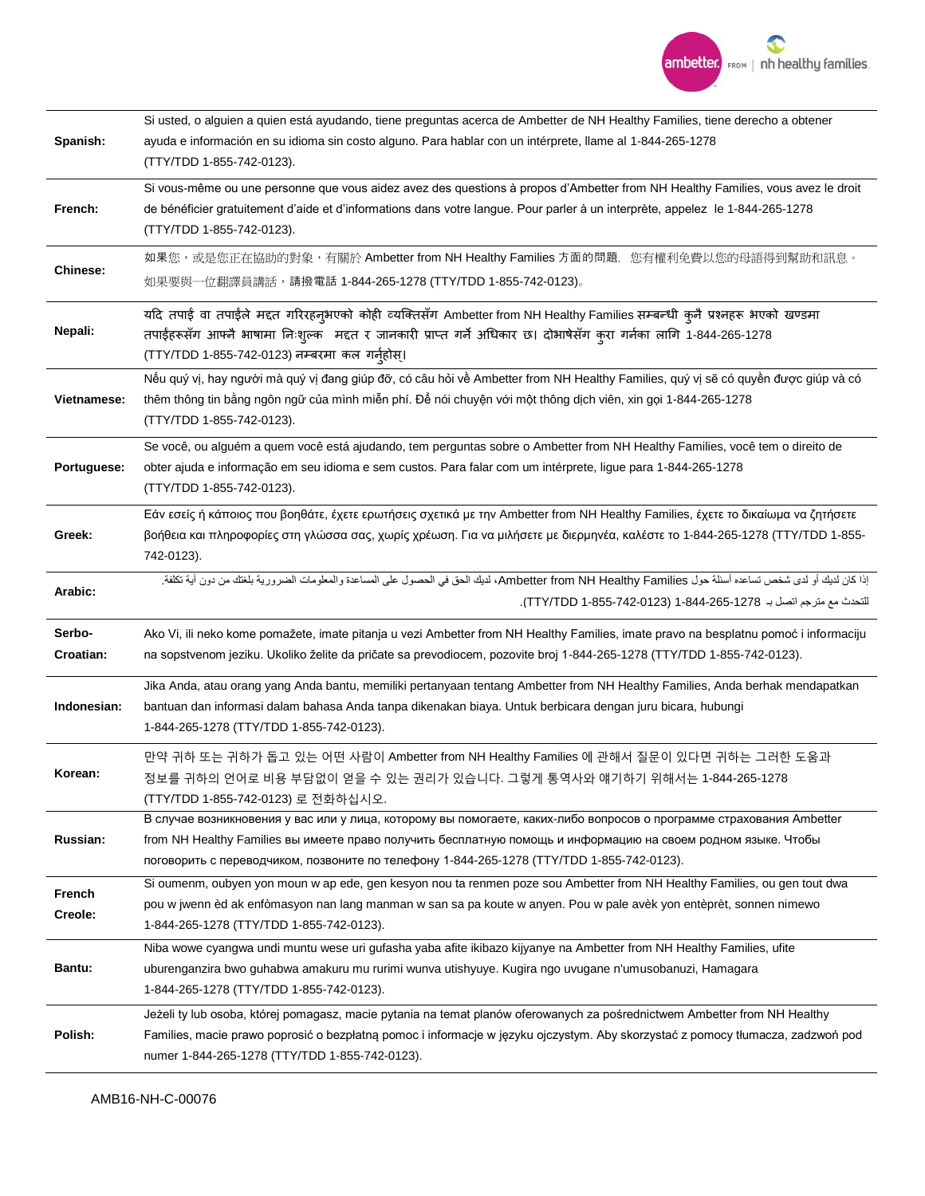| | |
|---|---|
| **Spanish:** | Si usted, o alguien a quien está ayudando, tiene preguntas acerca de Ambetter de NH Healthy Families, tiene derecho a obtener ayuda e información en su idioma sin costo alguno. Para hablar con un intérprete, llame al 1-844-265-1278 (TTY/TDD 1-855-742-0123). |
| **French:** | Si vous-même ou une personne que vous aidez avez des questions à propos d'Ambetter from NH Healthy Families, vous avez le droit de bénéficier gratuitement d'aide et d'informations dans votre langue. Pour parler à un interprète, appelez le 1-844-265-1278 (TTY/TDD 1-855-742-0123). |
| **Chinese:** | 如果您，或是您正在協助的對象，有關於 Ambetter from NH Healthy Families 方面的問題，您有權利免費以您的母語得到幫助和訊息。如果要與一位翻譯員講話，請撥電話 1-844-265-1278 (TTY/TDD 1-855-742-0123)。 |
| **Nepali:** | यदि तपाई वा तपाईले मद्दत गरिरहनुभएको कोही व्यक्तिसँग Ambetter from NH Healthy Families सम्बन्धी कुनै प्रश्नहरू भएको खण्डमा तपाईहरूसँग आफ्नै भाषामा निःशुल्क मद्दत र जानकारी प्राप्त गर्ने अधिकार छ। दोभाषेसँग कुरा गर्नका लागि 1-844-265-1278 (TTY/TDD 1-855-742-0123) नम्बरमा कल गर्नुहोस्। |
| **Vietnamese:** | Nếu quý vị, hay người mà quý vị đang giúp đỡ, có câu hỏi về Ambetter from NH Healthy Families, quý vị sẽ có quyền được giúp và có thêm thông tin bằng ngôn ngữ của mình miễn phí. Để nói chuyện với một thông dịch viên, xin gọi 1-844-265-1278 (TTY/TDD 1-855-742-0123). |
| **Portuguese:** | Se você, ou alguém a quem você está ajudando, tem perguntas sobre o Ambetter from NH Healthy Families, você tem o direito de obter ajuda e informação em seu idioma e sem custos. Para falar com um intérprete, ligue para 1-844-265-1278 (TTY/TDD 1-855-742-0123). |
| **Greek:** | Εάν εσείς ή κάποιος που βοηθάτε, έχετε ερωτήσεις σχετικά με την Ambetter from NH Healthy Families, έχετε το δικαίωμα να ζητήσετε βοήθεια και πληροφορίες στη γλώσσα σας, χωρίς χρέωση. Για να μιλήσετε με διερμηνέα, καλέστε το 1-844-265-1278 (TTY/TDD 1-855-742-0123). |
| **Arabic:** | إذا كان لديك أو لدى شخص تساعده أسئلة حول Ambetter from NH Healthy Families، لديك الحق في الحصول على المساعدة والمعلومات الضرورية بلغتك من دون أية تكلفة. للتحدث مع مترجم اتصل بـ 1-844-265-1278 (TTY/TDD 1-855-742-0123). |
| **Serbo-Croatian:** | Ako Vi, ili neko kome pomažete, imate pitanja u vezi Ambetter from NH Healthy Families, imate pravo na besplatnu pomoć i informaciju na sopstvenom jeziku. Ukoliko želite da pričate sa prevodiocem, pozovite broj 1-844-265-1278 (TTY/TDD 1-855-742-0123). |
| **Indonesian:** | Jika Anda, atau orang yang Anda bantu, memiliki pertanyaan tentang Ambetter from NH Healthy Families, Anda berhak mendapatkan bantuan dan informasi dalam bahasa Anda tanpa dikenakan biaya. Untuk berbicara dengan juru bicara, hubungi 1-844-265-1278 (TTY/TDD 1-855-742-0123). |
| **Korean:** | 만약 귀하 또는 귀하가 돕고 있는 어떤 사람이 Ambetter from NH Healthy Families 에 관해서 질문이 있다면 귀하는 그러한 도움과 정보를 귀하의 언어로 비용 부담없이 얻을 수 있는 권리가 있습니다. 그렇게 통역사와 얘기하기 위해서는 1-844-265-1278 (TTY/TDD 1-855-742-0123) 로 전화하십시오. |
| **Russian:** | В случае возникновения у вас или у лица, которому вы помогаете, каких-либо вопросов о программе страхования Ambetter from NH Healthy Families вы имеете право получить бесплатную помощь и информацию на своем родном языке. Чтобы поговорить с переводчиком, позвоните по телефону 1-844-265-1278 (TTY/TDD 1-855-742-0123). |
| **French Creole:** | Si oumenm, oubyen yon moun w ap ede, gen kesyon nou ta renmen poze sou Ambetter from NH Healthy Families, ou gen tout dwa pou w jwenn èd ak enfòmasyon nan lang manman w san sa pa koute w anyen. Pou w pale avèk yon entèprèt, sonnen nimewo 1-844-265-1278 (TTY/TDD 1-855-742-0123). |
| **Bantu:** | Niba wowe cyangwa undi muntu wese uri gufasha yaba afite ikibazo kijyanye na Ambetter from NH Healthy Families, ufite uburenganzira bwo guhabwa amakuru mu rurimi wunva utishyuye. Kugira ngo uvugane n'umusobanuzi, Hamagara 1-844-265-1278 (TTY/TDD 1-855-742-0123). |
| **Polish:** | Jeżeli ty lub osoba, której pomagasz, macie pytania na temat planów oferowanych za pośrednictwem Ambetter from NH Healthy Families, macie prawo poprosić o bezpłatną pomoc i informacje w języku ojczystym. Aby skorzystać z pomocy tłumacza, zadzwoń pod numer 1-844-265-1278 (TTY/TDD 1-855-742-0123). |

AMB16-NH-C-00076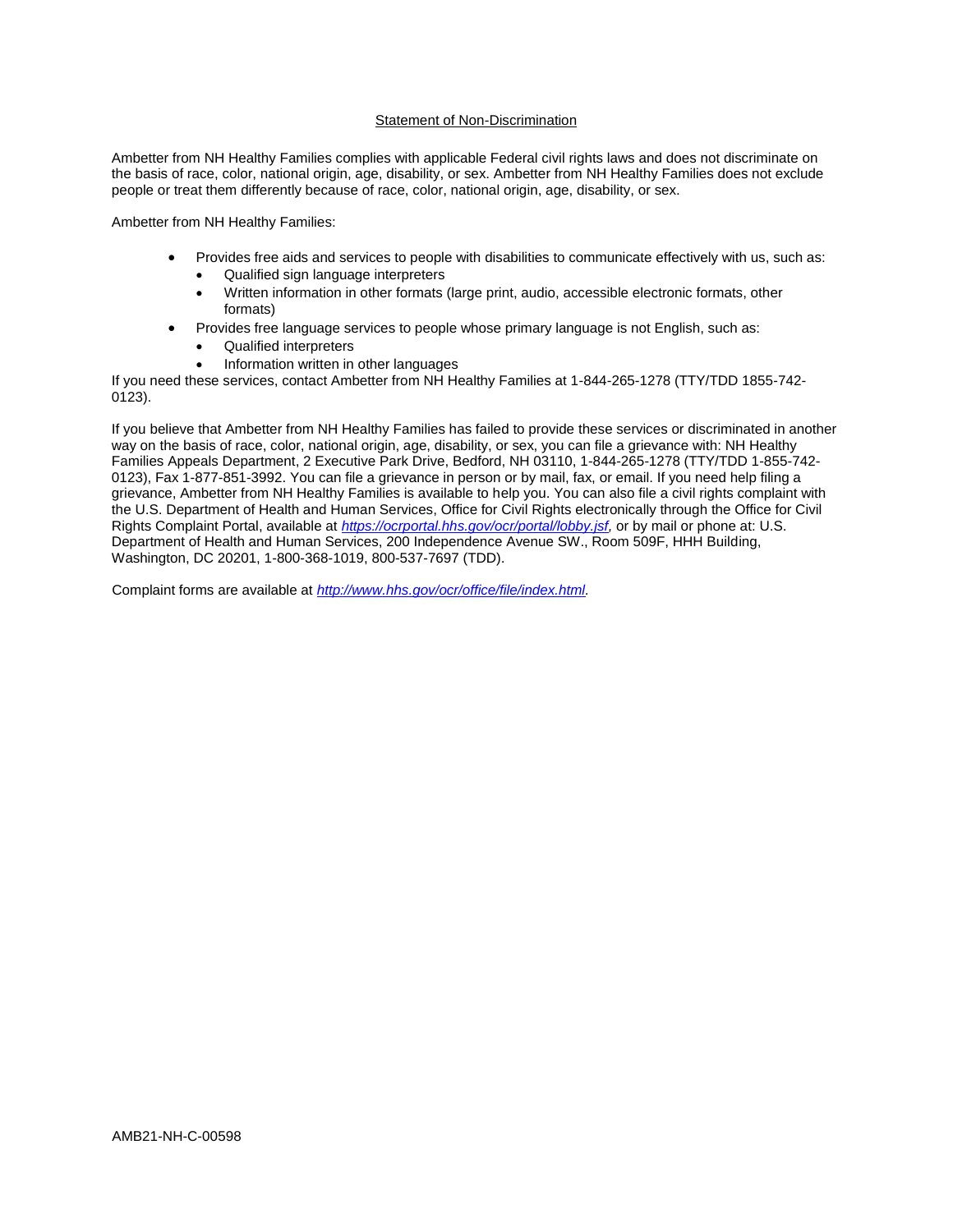Statement of Non-Discrimination

Ambetter from NH Healthy Families complies with applicable Federal civil rights laws and does not discriminate on the basis of race, color, national origin, age, disability, or sex. Ambetter from NH Healthy Families does not exclude people or treat them differently because of race, color, national origin, age, disability, or sex.

Ambetter from NH Healthy Families:

- Provides free aids and services to people with disabilities to communicate effectively with us, such as:
  - Qualified sign language interpreters
  - Written information in other formats (large print, audio, accessible electronic formats, other formats)
- Provides free language services to people whose primary language is not English, such as:
  - Qualified interpreters
  - Information written in other languages

If you need these services, contact Ambetter from NH Healthy Families at 1-844-265-1278 (TTY/TDD 1855-742-0123).

If you believe that Ambetter from NH Healthy Families has failed to provide these services or discriminated in another way on the basis of race, color, national origin, age, disability, or sex, you can file a grievance with: NH Healthy Families Appeals Department, 2 Executive Park Drive, Bedford, NH 03110, 1-844-265-1278 (TTY/TDD 1-855-742-0123), Fax 1-877-851-3992. You can file a grievance in person or by mail, fax, or email. If you need help filing a grievance, Ambetter from NH Healthy Families is available to help you. You can also file a civil rights complaint with the U.S. Department of Health and Human Services, Office for Civil Rights electronically through the Office for Civil Rights Complaint Portal, available at *https://ocrportal.hhs.gov/ocr/portal/lobby.jsf,* or by mail or phone at: U.S. Department of Health and Human Services, 200 Independence Avenue SW., Room 509F, HHH Building, Washington, DC 20201, 1-800-368-1019, 800-537-7697 (TDD).

Complaint forms are available at *http://www.hhs.gov/ocr/office/file/index.html*.

AMB21-NH-C-00598